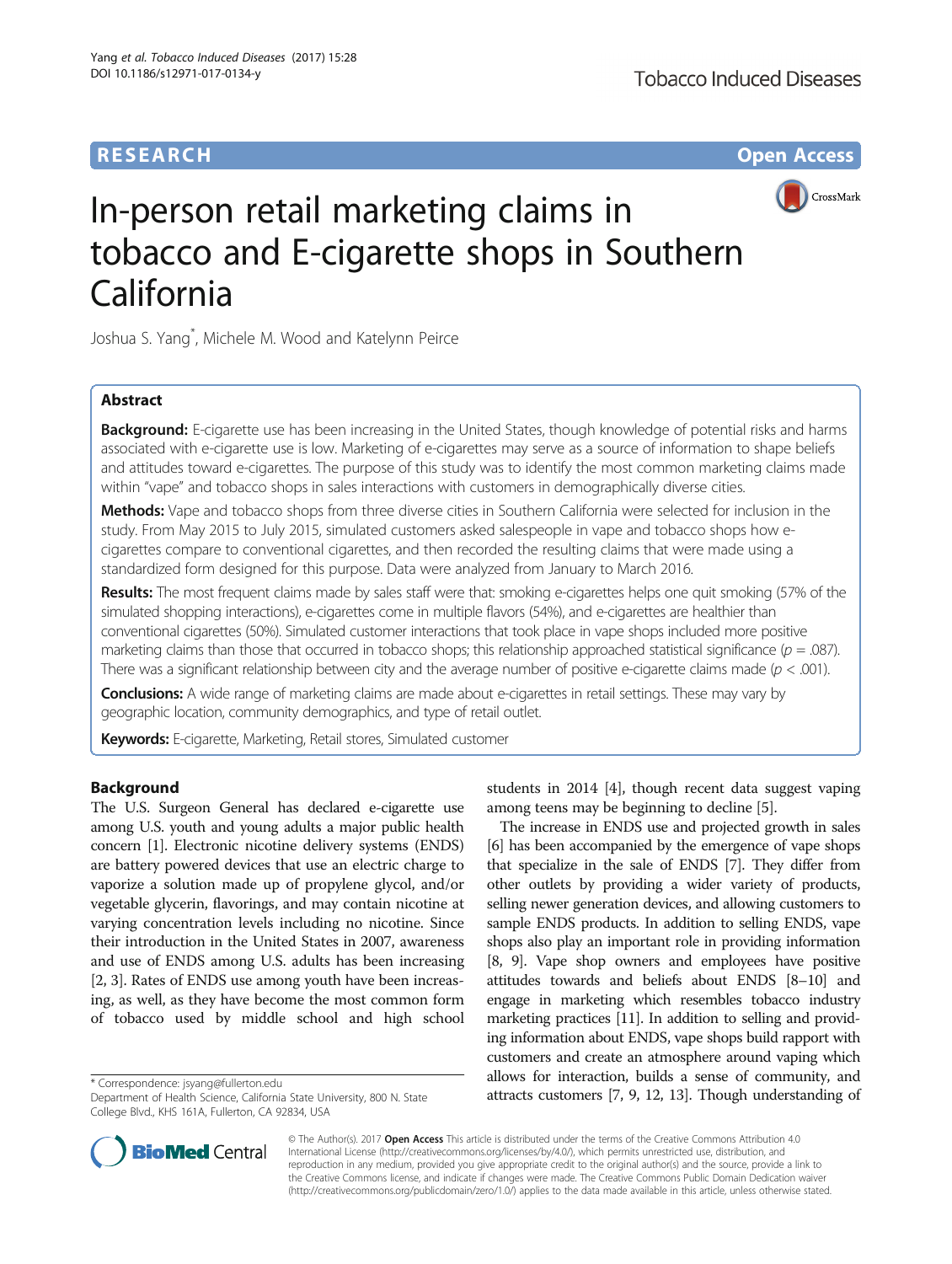**RESEARCH** **Open Access**

# In-person retail marketing claims in tobacco and E-cigarette shops in Southern California

Joshua S. Yang*, Michele M. Wood and Katelynn Peirce

## Abstract

**Background:** E-cigarette use has been increasing in the United States, though knowledge of potential risks and harms associated with e-cigarette use is low. Marketing of e-cigarettes may serve as a source of information to shape beliefs and attitudes toward e-cigarettes. The purpose of this study was to identify the most common marketing claims made within "vape" and tobacco shops in sales interactions with customers in demographically diverse cities.

**Methods:** Vape and tobacco shops from three diverse cities in Southern California were selected for inclusion in the study. From May 2015 to July 2015, simulated customers asked salespeople in vape and tobacco shops how e-cigarettes compare to conventional cigarettes, and then recorded the resulting claims that were made using a standardized form designed for this purpose. Data were analyzed from January to March 2016.

**Results:** The most frequent claims made by sales staff were that: smoking e-cigarettes helps one quit smoking (57% of the simulated shopping interactions), e-cigarettes come in multiple flavors (54%), and e-cigarettes are healthier than conventional cigarettes (50%). Simulated customer interactions that took place in vape shops included more positive marketing claims than those that occurred in tobacco shops; this relationship approached statistical significance ($p = .087$). There was a significant relationship between city and the average number of positive e-cigarette claims made ($p < .001$).

**Conclusions:** A wide range of marketing claims are made about e-cigarettes in retail settings. These may vary by geographic location, community demographics, and type of retail outlet.

**Keywords:** E-cigarette, Marketing, Retail stores, Simulated customer

## Background

The U.S. Surgeon General has declared e-cigarette use among U.S. youth and young adults a major public health concern [1]. Electronic nicotine delivery systems (ENDS) are battery powered devices that use an electric charge to vaporize a solution made up of propylene glycol, and/or vegetable glycerin, flavorings, and may contain nicotine at varying concentration levels including no nicotine. Since their introduction in the United States in 2007, awareness and use of ENDS among U.S. adults has been increasing [2, 3]. Rates of ENDS use among youth have been increasing, as well, as they have become the most common form of tobacco used by middle school and high school students in 2014 [4], though recent data suggest vaping among teens may be beginning to decline [5].

The increase in ENDS use and projected growth in sales [6] has been accompanied by the emergence of vape shops that specialize in the sale of ENDS [7]. They differ from other outlets by providing a wider variety of products, selling newer generation devices, and allowing customers to sample ENDS products. In addition to selling ENDS, vape shops also play an important role in providing information [8, 9]. Vape shop owners and employees have positive attitudes towards and beliefs about ENDS [8–10] and engage in marketing which resembles tobacco industry marketing practices [11]. In addition to selling and providing information about ENDS, vape shops build rapport with customers and create an atmosphere around vaping which allows for interaction, builds a sense of community, and attracts customers [7, 9, 12, 13]. Though understanding of

\* Correspondence: jsyang@fullerton.edu
Department of Health Science, California State University, 800 N. State College Blvd., KHS 161A, Fullerton, CA 92834, USA

© The Author(s). 2017 **Open Access** This article is distributed under the terms of the Creative Commons Attribution 4.0 International License (http://creativecommons.org/licenses/by/4.0/), which permits unrestricted use, distribution, and reproduction in any medium, provided you give appropriate credit to the original author(s) and the source, provide a link to the Creative Commons license, and indicate if changes were made. The Creative Commons Public Domain Dedication waiver (http://creativecommons.org/publicdomain/zero/1.0/) applies to the data made available in this article, unless otherwise stated.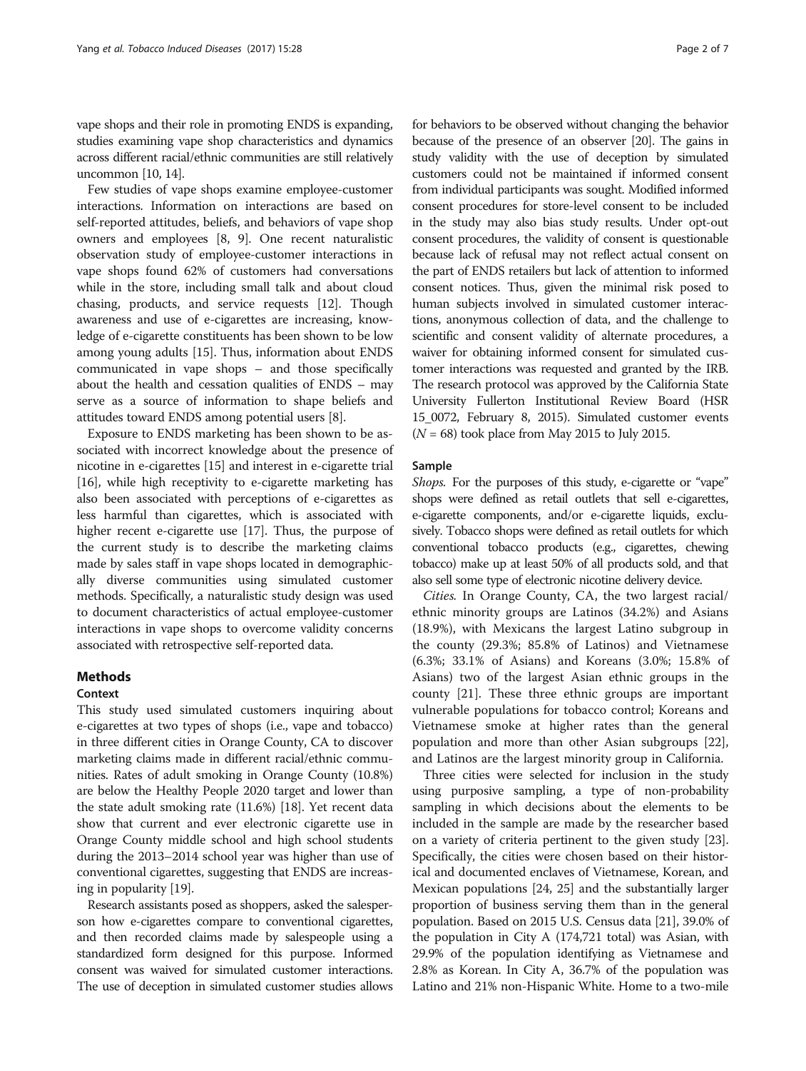vape shops and their role in promoting ENDS is expanding, studies examining vape shop characteristics and dynamics across different racial/ethnic communities are still relatively uncommon [10, 14].

Few studies of vape shops examine employee-customer interactions. Information on interactions are based on self-reported attitudes, beliefs, and behaviors of vape shop owners and employees [8, 9]. One recent naturalistic observation study of employee-customer interactions in vape shops found 62% of customers had conversations while in the store, including small talk and about cloud chasing, products, and service requests [12]. Though awareness and use of e-cigarettes are increasing, knowledge of e-cigarette constituents has been shown to be low among young adults [15]. Thus, information about ENDS communicated in vape shops – and those specifically about the health and cessation qualities of ENDS – may serve as a source of information to shape beliefs and attitudes toward ENDS among potential users [8].

Exposure to ENDS marketing has been shown to be associated with incorrect knowledge about the presence of nicotine in e-cigarettes [15] and interest in e-cigarette trial [16], while high receptivity to e-cigarette marketing has also been associated with perceptions of e-cigarettes as less harmful than cigarettes, which is associated with higher recent e-cigarette use [17]. Thus, the purpose of the current study is to describe the marketing claims made by sales staff in vape shops located in demographically diverse communities using simulated customer methods. Specifically, a naturalistic study design was used to document characteristics of actual employee-customer interactions in vape shops to overcome validity concerns associated with retrospective self-reported data.

## Methods

### Context

This study used simulated customers inquiring about e-cigarettes at two types of shops (i.e., vape and tobacco) in three different cities in Orange County, CA to discover marketing claims made in different racial/ethnic communities. Rates of adult smoking in Orange County (10.8%) are below the Healthy People 2020 target and lower than the state adult smoking rate (11.6%) [18]. Yet recent data show that current and ever electronic cigarette use in Orange County middle school and high school students during the 2013–2014 school year was higher than use of conventional cigarettes, suggesting that ENDS are increasing in popularity [19].

Research assistants posed as shoppers, asked the salesperson how e-cigarettes compare to conventional cigarettes, and then recorded claims made by salespeople using a standardized form designed for this purpose. Informed consent was waived for simulated customer interactions. The use of deception in simulated customer studies allows for behaviors to be observed without changing the behavior because of the presence of an observer [20]. The gains in study validity with the use of deception by simulated customers could not be maintained if informed consent from individual participants was sought. Modified informed consent procedures for store-level consent to be included in the study may also bias study results. Under opt-out consent procedures, the validity of consent is questionable because lack of refusal may not reflect actual consent on the part of ENDS retailers but lack of attention to informed consent notices. Thus, given the minimal risk posed to human subjects involved in simulated customer interactions, anonymous collection of data, and the challenge to scientific and consent validity of alternate procedures, a waiver for obtaining informed consent for simulated customer interactions was requested and granted by the IRB. The research protocol was approved by the California State University Fullerton Institutional Review Board (HSR 15_0072, February 8, 2015). Simulated customer events ($N = 68$) took place from May 2015 to July 2015.

### Sample

*Shops.* For the purposes of this study, e-cigarette or "vape" shops were defined as retail outlets that sell e-cigarettes, e-cigarette components, and/or e-cigarette liquids, exclusively. Tobacco shops were defined as retail outlets for which conventional tobacco products (e.g., cigarettes, chewing tobacco) make up at least 50% of all products sold, and that also sell some type of electronic nicotine delivery device.

*Cities.* In Orange County, CA, the two largest racial/ethnic minority groups are Latinos (34.2%) and Asians (18.9%), with Mexicans the largest Latino subgroup in the county (29.3%; 85.8% of Latinos) and Vietnamese (6.3%; 33.1% of Asians) and Koreans (3.0%; 15.8% of Asians) two of the largest Asian ethnic groups in the county [21]. These three ethnic groups are important vulnerable populations for tobacco control; Koreans and Vietnamese smoke at higher rates than the general population and more than other Asian subgroups [22], and Latinos are the largest minority group in California.

Three cities were selected for inclusion in the study using purposive sampling, a type of non-probability sampling in which decisions about the elements to be included in the sample are made by the researcher based on a variety of criteria pertinent to the given study [23]. Specifically, the cities were chosen based on their historical and documented enclaves of Vietnamese, Korean, and Mexican populations [24, 25] and the substantially larger proportion of business serving them than in the general population. Based on 2015 U.S. Census data [21], 39.0% of the population in City A (174,721 total) was Asian, with 29.9% of the population identifying as Vietnamese and 2.8% as Korean. In City A, 36.7% of the population was Latino and 21% non-Hispanic White. Home to a two-mile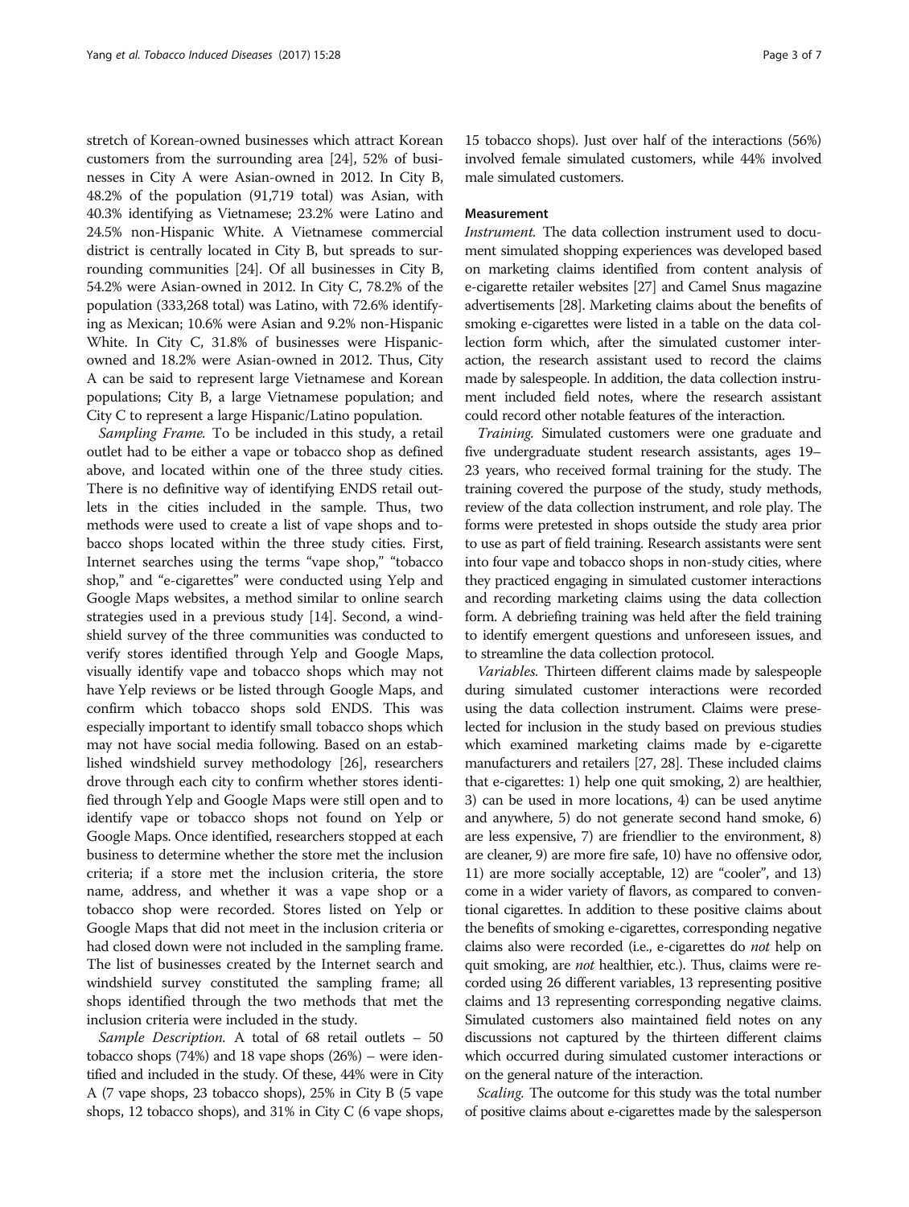stretch of Korean-owned businesses which attract Korean customers from the surrounding area [24], 52% of businesses in City A were Asian-owned in 2012. In City B, 48.2% of the population (91,719 total) was Asian, with 40.3% identifying as Vietnamese; 23.2% were Latino and 24.5% non-Hispanic White. A Vietnamese commercial district is centrally located in City B, but spreads to surrounding communities [24]. Of all businesses in City B, 54.2% were Asian-owned in 2012. In City C, 78.2% of the population (333,268 total) was Latino, with 72.6% identifying as Mexican; 10.6% were Asian and 9.2% non-Hispanic White. In City C, 31.8% of businesses were Hispanic-owned and 18.2% were Asian-owned in 2012. Thus, City A can be said to represent large Vietnamese and Korean populations; City B, a large Vietnamese population; and City C to represent a large Hispanic/Latino population.

*Sampling Frame.* To be included in this study, a retail outlet had to be either a vape or tobacco shop as defined above, and located within one of the three study cities. There is no definitive way of identifying ENDS retail outlets in the cities included in the sample. Thus, two methods were used to create a list of vape shops and tobacco shops located within the three study cities. First, Internet searches using the terms "vape shop," "tobacco shop," and "e-cigarettes" were conducted using Yelp and Google Maps websites, a method similar to online search strategies used in a previous study [14]. Second, a windshield survey of the three communities was conducted to verify stores identified through Yelp and Google Maps, visually identify vape and tobacco shops which may not have Yelp reviews or be listed through Google Maps, and confirm which tobacco shops sold ENDS. This was especially important to identify small tobacco shops which may not have social media following. Based on an established windshield survey methodology [26], researchers drove through each city to confirm whether stores identified through Yelp and Google Maps were still open and to identify vape or tobacco shops not found on Yelp or Google Maps. Once identified, researchers stopped at each business to determine whether the store met the inclusion criteria; if a store met the inclusion criteria, the store name, address, and whether it was a vape shop or a tobacco shop were recorded. Stores listed on Yelp or Google Maps that did not meet in the inclusion criteria or had closed down were not included in the sampling frame. The list of businesses created by the Internet search and windshield survey constituted the sampling frame; all shops identified through the two methods that met the inclusion criteria were included in the study.

*Sample Description.* A total of 68 retail outlets – 50 tobacco shops (74%) and 18 vape shops (26%) – were identified and included in the study. Of these, 44% were in City A (7 vape shops, 23 tobacco shops), 25% in City B (5 vape shops, 12 tobacco shops), and 31% in City C (6 vape shops, 15 tobacco shops). Just over half of the interactions (56%) involved female simulated customers, while 44% involved male simulated customers.

#### Measurement

*Instrument.* The data collection instrument used to document simulated shopping experiences was developed based on marketing claims identified from content analysis of e-cigarette retailer websites [27] and Camel Snus magazine advertisements [28]. Marketing claims about the benefits of smoking e-cigarettes were listed in a table on the data collection form which, after the simulated customer interaction, the research assistant used to record the claims made by salespeople. In addition, the data collection instrument included field notes, where the research assistant could record other notable features of the interaction.

*Training.* Simulated customers were one graduate and five undergraduate student research assistants, ages 19–23 years, who received formal training for the study. The training covered the purpose of the study, study methods, review of the data collection instrument, and role play. The forms were pretested in shops outside the study area prior to use as part of field training. Research assistants were sent into four vape and tobacco shops in non-study cities, where they practiced engaging in simulated customer interactions and recording marketing claims using the data collection form. A debriefing training was held after the field training to identify emergent questions and unforeseen issues, and to streamline the data collection protocol.

*Variables.* Thirteen different claims made by salespeople during simulated customer interactions were recorded using the data collection instrument. Claims were preselected for inclusion in the study based on previous studies which examined marketing claims made by e-cigarette manufacturers and retailers [27, 28]. These included claims that e-cigarettes: 1) help one quit smoking, 2) are healthier, 3) can be used in more locations, 4) can be used anytime and anywhere, 5) do not generate second hand smoke, 6) are less expensive, 7) are friendlier to the environment, 8) are cleaner, 9) are more fire safe, 10) have no offensive odor, 11) are more socially acceptable, 12) are "cooler", and 13) come in a wider variety of flavors, as compared to conventional cigarettes. In addition to these positive claims about the benefits of smoking e-cigarettes, corresponding negative claims also were recorded (i.e., e-cigarettes do *not* help on quit smoking, are *not* healthier, etc.). Thus, claims were recorded using 26 different variables, 13 representing positive claims and 13 representing corresponding negative claims. Simulated customers also maintained field notes on any discussions not captured by the thirteen different claims which occurred during simulated customer interactions or on the general nature of the interaction.

*Scaling.* The outcome for this study was the total number of positive claims about e-cigarettes made by the salesperson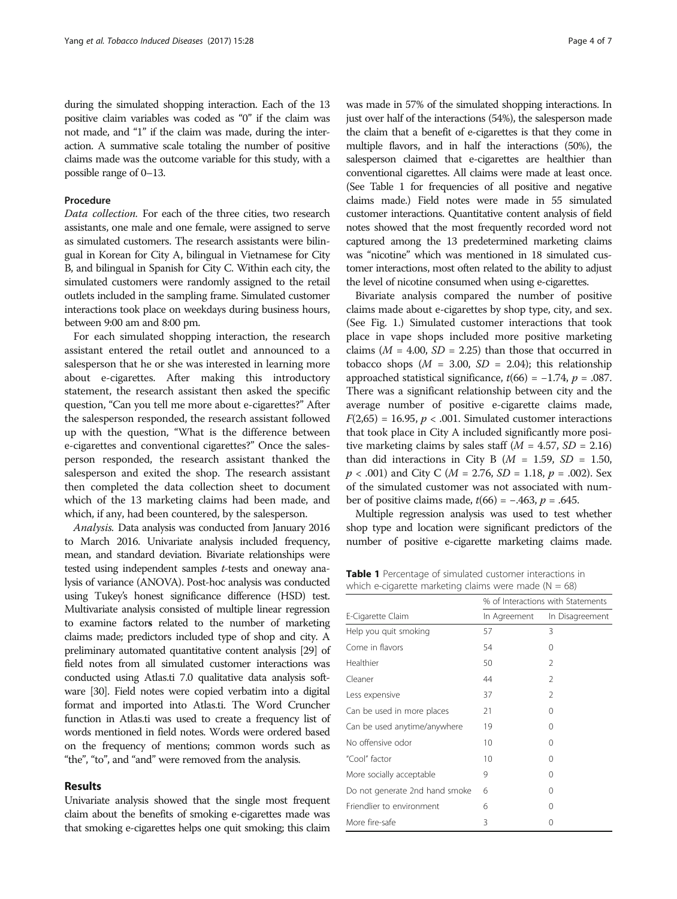during the simulated shopping interaction. Each of the 13 positive claim variables was coded as "0" if the claim was not made, and "1" if the claim was made, during the interaction. A summative scale totaling the number of positive claims made was the outcome variable for this study, with a possible range of 0–13.

### Procedure

*Data collection.* For each of the three cities, two research assistants, one male and one female, were assigned to serve as simulated customers. The research assistants were bilingual in Korean for City A, bilingual in Vietnamese for City B, and bilingual in Spanish for City C. Within each city, the simulated customers were randomly assigned to the retail outlets included in the sampling frame. Simulated customer interactions took place on weekdays during business hours, between 9:00 am and 8:00 pm.

For each simulated shopping interaction, the research assistant entered the retail outlet and announced to a salesperson that he or she was interested in learning more about e-cigarettes. After making this introductory statement, the research assistant then asked the specific question, "Can you tell me more about e-cigarettes?" After the salesperson responded, the research assistant followed up with the question, "What is the difference between e-cigarettes and conventional cigarettes?" Once the salesperson responded, the research assistant thanked the salesperson and exited the shop. The research assistant then completed the data collection sheet to document which of the 13 marketing claims had been made, and which, if any, had been countered, by the salesperson.

*Analysis.* Data analysis was conducted from January 2016 to March 2016. Univariate analysis included frequency, mean, and standard deviation. Bivariate relationships were tested using independent samples *t*-tests and oneway analysis of variance (ANOVA). Post-hoc analysis was conducted using Tukey's honest significance difference (HSD) test. Multivariate analysis consisted of multiple linear regression to examine factors related to the number of marketing claims made; predictors included type of shop and city. A preliminary automated quantitative content analysis [29] of field notes from all simulated customer interactions was conducted using Atlas.ti 7.0 qualitative data analysis software [30]. Field notes were copied verbatim into a digital format and imported into Atlas.ti. The Word Cruncher function in Atlas.ti was used to create a frequency list of words mentioned in field notes. Words were ordered based on the frequency of mentions; common words such as "the", "to", and "and" were removed from the analysis.

## Results

Univariate analysis showed that the single most frequent claim about the benefits of smoking e-cigarettes made was that smoking e-cigarettes helps one quit smoking; this claim was made in 57% of the simulated shopping interactions. In just over half of the interactions (54%), the salesperson made the claim that a benefit of e-cigarettes is that they come in multiple flavors, and in half the interactions (50%), the salesperson claimed that e-cigarettes are healthier than conventional cigarettes. All claims were made at least once. (See Table 1 for frequencies of all positive and negative claims made.) Field notes were made in 55 simulated customer interactions. Quantitative content analysis of field notes showed that the most frequently recorded word not captured among the 13 predetermined marketing claims was "nicotine" which was mentioned in 18 simulated customer interactions, most often related to the ability to adjust the level of nicotine consumed when using e-cigarettes.

Bivariate analysis compared the number of positive claims made about e-cigarettes by shop type, city, and sex. (See Fig. 1.) Simulated customer interactions that took place in vape shops included more positive marketing claims ($M$ = 4.00, $SD$ = 2.25) than those that occurred in tobacco shops ($M$ = 3.00, $SD$ = 2.04); this relationship approached statistical significance, $t(66) = -1.74$, $p = .087$. There was a significant relationship between city and the average number of positive e-cigarette claims made, $F(2,65) = 16.95$, $p < .001$. Simulated customer interactions that took place in City A included significantly more positive marketing claims by sales staff ($M$ = 4.57, $SD$ = 2.16) than did interactions in City B ($M$ = 1.59, $SD$ = 1.50, $p < .001$) and City C ($M$ = 2.76, $SD$ = 1.18, $p = .002$). Sex of the simulated customer was not associated with number of positive claims made, $t(66) = -.463$, $p = .645$.

Multiple regression analysis was used to test whether shop type and location were significant predictors of the number of positive e-cigarette marketing claims made.

**Table 1** Percentage of simulated customer interactions in which e-cigarette marketing claims were made (N = 68)

| | % of Interactions with Statements | |
|---|---|---|
| E-Cigarette Claim | In Agreement | In Disagreement |
| Help you quit smoking | 57 | 3 |
| Come in flavors | 54 | 0 |
| Healthier | 50 | 2 |
| Cleaner | 44 | 2 |
| Less expensive | 37 | 2 |
| Can be used in more places | 21 | 0 |
| Can be used anytime/anywhere | 19 | 0 |
| No offensive odor | 10 | 0 |
| "Cool" factor | 10 | 0 |
| More socially acceptable | 9 | 0 |
| Do not generate 2nd hand smoke | 6 | 0 |
| Friendlier to environment | 6 | 0 |
| More fire-safe | 3 | 0 |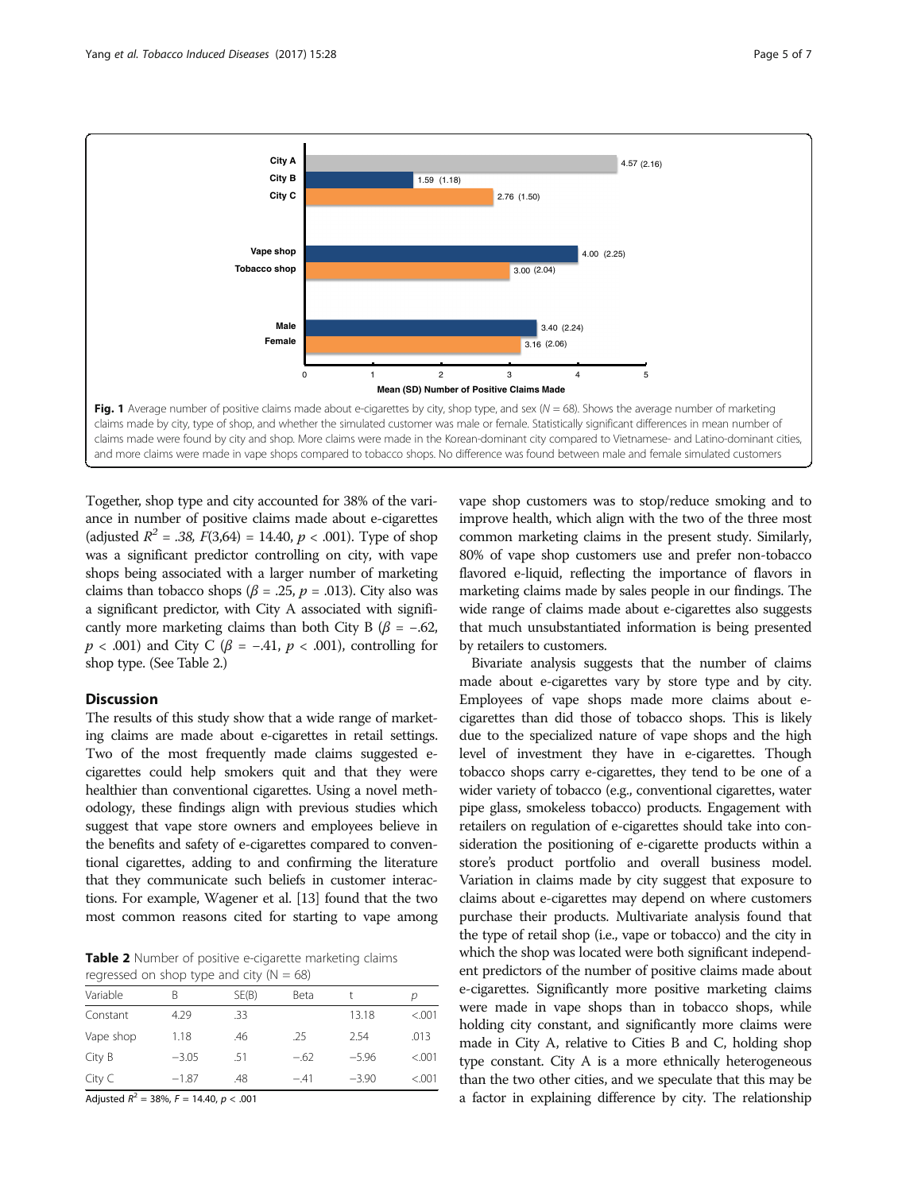**Fig. 1** Average number of positive claims made about e-cigarettes by city, shop type, and sex (N = 68). Shows the average number of marketing claims made by city, type of shop, and whether the simulated customer was male or female. Statistically significant differences in mean number of claims made were found by city and shop. More claims were made in the Korean-dominant city compared to Vietnamese- and Latino-dominant cities, and more claims were made in vape shops compared to tobacco shops. No difference was found between male and female simulated customers

Together, shop type and city accounted for 38% of the variance in number of positive claims made about e-cigarettes (adjusted $R^2 = .38$, $F(3,64) = 14.40$, $p < .001$). Type of shop was a significant predictor controlling on city, with vape shops being associated with a larger number of marketing claims than tobacco shops ($\beta = .25$, $p = .013$). City also was a significant predictor, with City A associated with significantly more marketing claims than both City B ($\beta = -.62$, $p < .001$) and City C ($\beta = -.41$, $p < .001$), controlling for shop type. (See Table 2.)

## Discussion

The results of this study show that a wide range of marketing claims are made about e-cigarettes in retail settings. Two of the most frequently made claims suggested e-cigarettes could help smokers quit and that they were healthier than conventional cigarettes. Using a novel methodology, these findings align with previous studies which suggest that vape store owners and employees believe in the benefits and safety of e-cigarettes compared to conventional cigarettes, adding to and confirming the literature that they communicate such beliefs in customer interactions. For example, Wagener et al. [13] found that the two most common reasons cited for starting to vape among vape shop customers was to stop/reduce smoking and to improve health, which align with the two of the three most common marketing claims in the present study. Similarly, 80% of vape shop customers use and prefer non-tobacco flavored e-liquid, reflecting the importance of flavors in marketing claims made by sales people in our findings. The wide range of claims made about e-cigarettes also suggests that much unsubstantiated information is being presented by retailers to customers.

**Table 2** Number of positive e-cigarette marketing claims regressed on shop type and city (N = 68)

| Variable | B | SE(B) | Beta | t | p |
|---|---|---|---|---|---|
| Constant | 4.29 | .33 | | 13.18 | <.001 |
| Vape shop | 1.18 | .46 | .25 | 2.54 | .013 |
| City B | −3.05 | .51 | −.62 | −5.96 | <.001 |
| City C | −1.87 | .48 | −.41 | −3.90 | <.001 |

Adjusted $R^2$ = 38%, $F = 14.40$, $p < .001$

Bivariate analysis suggests that the number of claims made about e-cigarettes vary by store type and by city. Employees of vape shops made more claims about e-cigarettes than did those of tobacco shops. This is likely due to the specialized nature of vape shops and the high level of investment they have in e-cigarettes. Though tobacco shops carry e-cigarettes, they tend to be one of a wider variety of tobacco (e.g., conventional cigarettes, water pipe glass, smokeless tobacco) products. Engagement with retailers on regulation of e-cigarettes should take into consideration the positioning of e-cigarette products within a store's product portfolio and overall business model. Variation in claims made by city suggest that exposure to claims about e-cigarettes may depend on where customers purchase their products. Multivariate analysis found that the type of retail shop (i.e., vape or tobacco) and the city in which the shop was located were both significant independent predictors of the number of positive claims made about e-cigarettes. Significantly more positive marketing claims were made in vape shops than in tobacco shops, while holding city constant, and significantly more claims were made in City A, relative to Cities B and C, holding shop type constant. City A is a more ethnically heterogeneous than the two other cities, and we speculate that this may be a factor in explaining difference by city. The relationship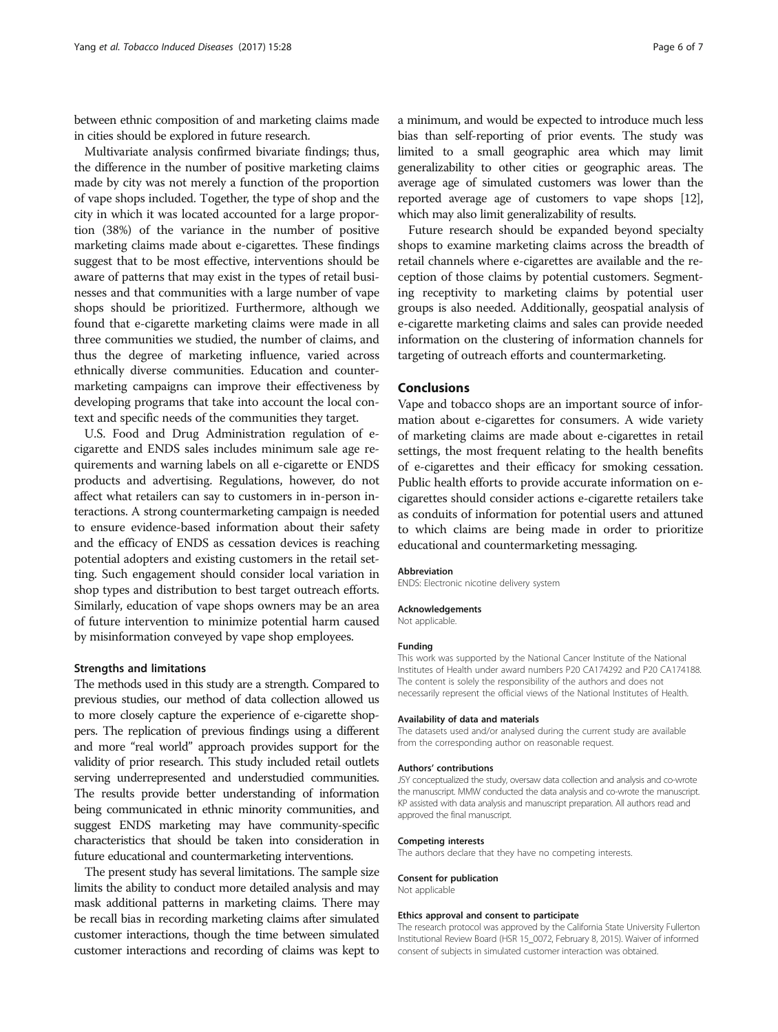between ethnic composition of and marketing claims made in cities should be explored in future research.

Multivariate analysis confirmed bivariate findings; thus, the difference in the number of positive marketing claims made by city was not merely a function of the proportion of vape shops included. Together, the type of shop and the city in which it was located accounted for a large proportion (38%) of the variance in the number of positive marketing claims made about e-cigarettes. These findings suggest that to be most effective, interventions should be aware of patterns that may exist in the types of retail businesses and that communities with a large number of vape shops should be prioritized. Furthermore, although we found that e-cigarette marketing claims were made in all three communities we studied, the number of claims, and thus the degree of marketing influence, varied across ethnically diverse communities. Education and countermarketing campaigns can improve their effectiveness by developing programs that take into account the local context and specific needs of the communities they target.

U.S. Food and Drug Administration regulation of e-cigarette and ENDS sales includes minimum sale age requirements and warning labels on all e-cigarette or ENDS products and advertising. Regulations, however, do not affect what retailers can say to customers in in-person interactions. A strong countermarketing campaign is needed to ensure evidence-based information about their safety and the efficacy of ENDS as cessation devices is reaching potential adopters and existing customers in the retail setting. Such engagement should consider local variation in shop types and distribution to best target outreach efforts. Similarly, education of vape shops owners may be an area of future intervention to minimize potential harm caused by misinformation conveyed by vape shop employees.

### Strengths and limitations

The methods used in this study are a strength. Compared to previous studies, our method of data collection allowed us to more closely capture the experience of e-cigarette shoppers. The replication of previous findings using a different and more "real world" approach provides support for the validity of prior research. This study included retail outlets serving underrepresented and understudied communities. The results provide better understanding of information being communicated in ethnic minority communities, and suggest ENDS marketing may have community-specific characteristics that should be taken into consideration in future educational and countermarketing interventions.

The present study has several limitations. The sample size limits the ability to conduct more detailed analysis and may mask additional patterns in marketing claims. There may be recall bias in recording marketing claims after simulated customer interactions, though the time between simulated customer interactions and recording of claims was kept to a minimum, and would be expected to introduce much less bias than self-reporting of prior events. The study was limited to a small geographic area which may limit generalizability to other cities or geographic areas. The average age of simulated customers was lower than the reported average age of customers to vape shops [12], which may also limit generalizability of results.

Future research should be expanded beyond specialty shops to examine marketing claims across the breadth of retail channels where e-cigarettes are available and the reception of those claims by potential customers. Segmenting receptivity to marketing claims by potential user groups is also needed. Additionally, geospatial analysis of e-cigarette marketing claims and sales can provide needed information on the clustering of information channels for targeting of outreach efforts and countermarketing.

## Conclusions

Vape and tobacco shops are an important source of information about e-cigarettes for consumers. A wide variety of marketing claims are made about e-cigarettes in retail settings, the most frequent relating to the health benefits of e-cigarettes and their efficacy for smoking cessation. Public health efforts to provide accurate information on e-cigarettes should consider actions e-cigarette retailers take as conduits of information for potential users and attuned to which claims are being made in order to prioritize educational and countermarketing messaging.

#### Abbreviation

ENDS: Electronic nicotine delivery system

#### Acknowledgements

Not applicable.

#### Funding

This work was supported by the National Cancer Institute of the National Institutes of Health under award numbers P20 CA174292 and P20 CA174188. The content is solely the responsibility of the authors and does not necessarily represent the official views of the National Institutes of Health.

#### Availability of data and materials

The datasets used and/or analysed during the current study are available from the corresponding author on reasonable request.

#### Authors' contributions

JSY conceptualized the study, oversaw data collection and analysis and co-wrote the manuscript. MMW conducted the data analysis and co-wrote the manuscript. KP assisted with data analysis and manuscript preparation. All authors read and approved the final manuscript.

#### Competing interests

The authors declare that they have no competing interests.

#### Consent for publication

Not applicable

#### Ethics approval and consent to participate

The research protocol was approved by the California State University Fullerton Institutional Review Board (HSR 15_0072, February 8, 2015). Waiver of informed consent of subjects in simulated customer interaction was obtained.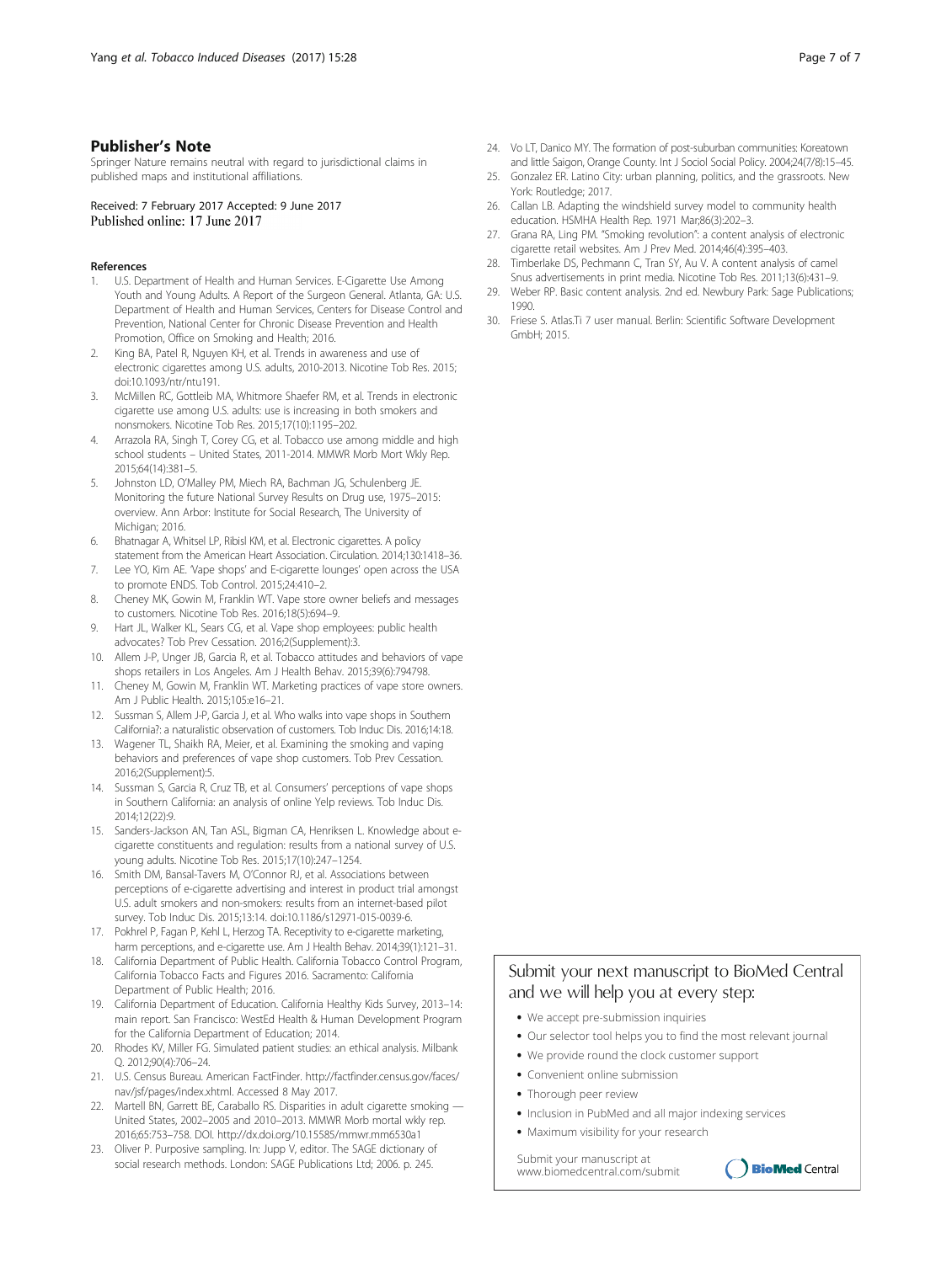## Publisher's Note

Springer Nature remains neutral with regard to jurisdictional claims in published maps and institutional affiliations.

Received: 7 February 2017 Accepted: 9 June 2017
Published online: 17 June 2017

## References

1. U.S. Department of Health and Human Services. E-Cigarette Use Among Youth and Young Adults. A Report of the Surgeon General. Atlanta, GA: U.S. Department of Health and Human Services, Centers for Disease Control and Prevention, National Center for Chronic Disease Prevention and Health Promotion, Office on Smoking and Health; 2016.
2. King BA, Patel R, Nguyen KH, et al. Trends in awareness and use of electronic cigarettes among U.S. adults, 2010-2013. Nicotine Tob Res. 2015; doi:10.1093/ntr/ntu191.
3. McMillen RC, Gottleib MA, Whitmore Shaefer RM, et al. Trends in electronic cigarette use among U.S. adults: use is increasing in both smokers and nonsmokers. Nicotine Tob Res. 2015;17(10):1195–202.
4. Arrazola RA, Singh T, Corey CG, et al. Tobacco use among middle and high school students – United States, 2011-2014. MMWR Morb Mort Wkly Rep. 2015;64(14):381–5.
5. Johnston LD, O'Malley PM, Miech RA, Bachman JG, Schulenberg JE. Monitoring the future National Survey Results on Drug use, 1975–2015: overview. Ann Arbor: Institute for Social Research, The University of Michigan; 2016.
6. Bhatnagar A, Whitsel LP, Ribisl KM, et al. Electronic cigarettes. A policy statement from the American Heart Association. Circulation. 2014;130:1418–36.
7. Lee YO, Kim AE. 'Vape shops' and E-cigarette lounges' open across the USA to promote ENDS. Tob Control. 2015;24:410–2.
8. Cheney MK, Gowin M, Franklin WT. Vape store owner beliefs and messages to customers. Nicotine Tob Res. 2016;18(5):694–9.
9. Hart JL, Walker KL, Sears CG, et al. Vape shop employees: public health advocates? Tob Prev Cessation. 2016;2(Supplement):3.
10. Allem J-P, Unger JB, Garcia R, et al. Tobacco attitudes and behaviors of vape shops retailers in Los Angeles. Am J Health Behav. 2015;39(6):794798.
11. Cheney M, Gowin M, Franklin WT. Marketing practices of vape store owners. Am J Public Health. 2015;105:e16–21.
12. Sussman S, Allem J-P, Garcia J, et al. Who walks into vape shops in Southern California?: a naturalistic observation of customers. Tob Induc Dis. 2016;14:18.
13. Wagener TL, Shaikh RA, Meier, et al. Examining the smoking and vaping behaviors and preferences of vape shop customers. Tob Prev Cessation. 2016;2(Supplement):5.
14. Sussman S, Garcia R, Cruz TB, et al. Consumers' perceptions of vape shops in Southern California: an analysis of online Yelp reviews. Tob Induc Dis. 2014;12(22):9.
15. Sanders-Jackson AN, Tan ASL, Bigman CA, Henriksen L. Knowledge about e-cigarette constituents and regulation: results from a national survey of U.S. young adults. Nicotine Tob Res. 2015;17(10):247–1254.
16. Smith DM, Bansal-Tavers M, O'Connor RJ, et al. Associations between perceptions of e-cigarette advertising and interest in product trial amongst U.S. adult smokers and non-smokers: results from an internet-based pilot survey. Tob Induc Dis. 2015;13:14. doi:10.1186/s12971-015-0039-6.
17. Pokhrel P, Fagan P, Kehl L, Herzog TA. Receptivity to e-cigarette marketing, harm perceptions, and e-cigarette use. Am J Health Behav. 2014;39(1):121–31.
18. California Department of Public Health. California Tobacco Control Program, California Tobacco Facts and Figures 2016. Sacramento: California Department of Public Health; 2016.
19. California Department of Education. California Healthy Kids Survey, 2013–14: main report. San Francisco: WestEd Health & Human Development Program for the California Department of Education; 2014.
20. Rhodes KV, Miller FG. Simulated patient studies: an ethical analysis. Milbank Q. 2012;90(4):706–24.
21. U.S. Census Bureau. American FactFinder. http://factfinder.census.gov/faces/nav/jsf/pages/index.xhtml. Accessed 8 May 2017.
22. Martell BN, Garrett BE, Caraballo RS. Disparities in adult cigarette smoking — United States, 2002–2005 and 2010–2013. MMWR Morb mortal wkly rep. 2016;65:753–758. DOI. http://dx.doi.org/10.15585/mmwr.mm6530a1
23. Oliver P. Purposive sampling. In: Jupp V, editor. The SAGE dictionary of social research methods. London: SAGE Publications Ltd; 2006. p. 245.
24. Vo LT, Danico MY. The formation of post-suburban communities: Koreatown and little Saigon, Orange County. Int J Sociol Social Policy. 2004;24(7/8):15–45.
25. Gonzalez ER. Latino City: urban planning, politics, and the grassroots. New York: Routledge; 2017.
26. Callan LB. Adapting the windshield survey model to community health education. HSMHA Health Rep. 1971 Mar;86(3):202–3.
27. Grana RA, Ling PM. "Smoking revolution": a content analysis of electronic cigarette retail websites. Am J Prev Med. 2014;46(4):395–403.
28. Timberlake DS, Pechmann C, Tran SY, Au V. A content analysis of camel Snus advertisements in print media. Nicotine Tob Res. 2011;13(6):431–9.
29. Weber RP. Basic content analysis. 2nd ed. Newbury Park: Sage Publications; 1990.
30. Friese S. Atlas.Ti 7 user manual. Berlin: Scientific Software Development GmbH; 2015.

Submit your next manuscript to BioMed Central and we will help you at every step:

- We accept pre-submission inquiries
- Our selector tool helps you to find the most relevant journal
- We provide round the clock customer support
- Convenient online submission
- Thorough peer review
- Inclusion in PubMed and all major indexing services
- Maximum visibility for your research

Submit your manuscript at
www.biomedcentral.com/submit

BioMed Central